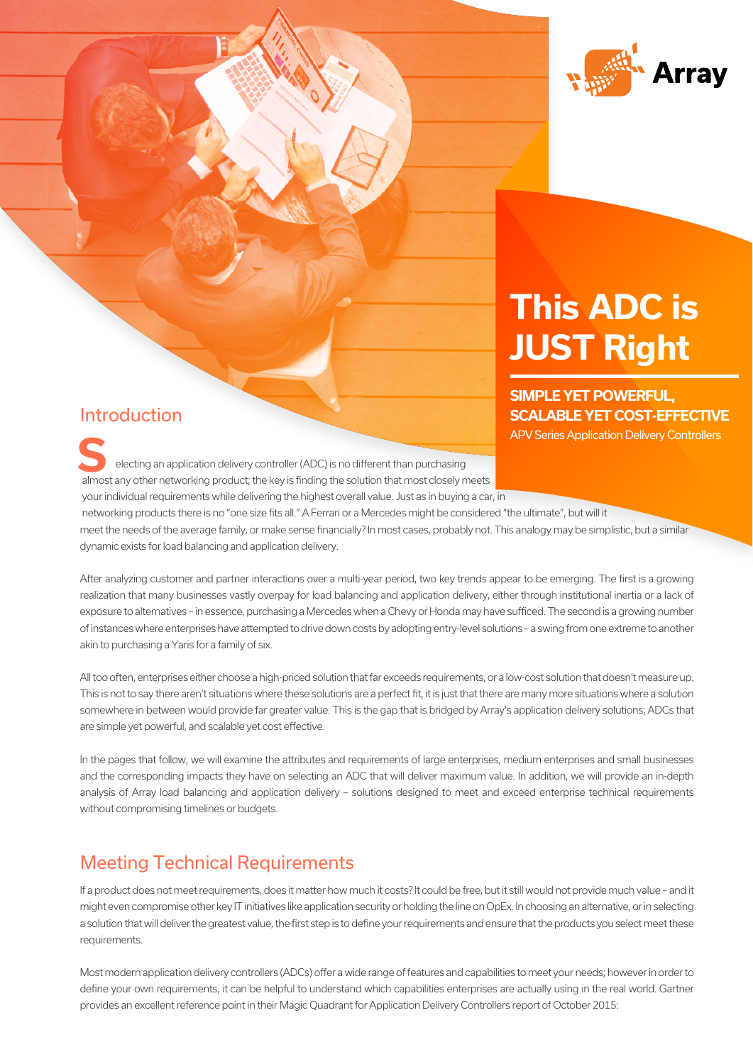Array

# This ADC is JUST Right

**SIMPLE YET POWERFUL, SCALABLE YET COST-EFFECTIVE**

APV Series Application Delivery Controllers

## Introduction

Selecting an application delivery controller (ADC) is no different than purchasing almost any other networking product; the key is finding the solution that most closely meets your individual requirements while delivering the highest overall value. Just as in buying a car, in networking products there is no "one size fits all." A Ferrari or a Mercedes might be considered "the ultimate", but will it meet the needs of the average family, or make sense financially? In most cases, probably not. This analogy may be simplistic, but a similar dynamic exists for load balancing and application delivery.

After analyzing customer and partner interactions over a multi-year period, two key trends appear to be emerging. The first is a growing realization that many businesses vastly overpay for load balancing and application delivery, either through institutional inertia or a lack of exposure to alternatives – in essence, purchasing a Mercedes when a Chevy or Honda may have sufficed. The second is a growing number of instances where enterprises have attempted to drive down costs by adopting entry-level solutions – a swing from one extreme to another akin to purchasing a Yaris for a family of six.

All too often, enterprises either choose a high-priced solution that far exceeds requirements, or a low-cost solution that doesn't measure up. This is not to say there aren't situations where these solutions are a perfect fit, it is just that there are many more situations where a solution somewhere in between would provide far greater value. This is the gap that is bridged by Array's application delivery solutions; ADCs that are simple yet powerful, and scalable yet cost effective.

In the pages that follow, we will examine the attributes and requirements of large enterprises, medium enterprises and small businesses and the corresponding impacts they have on selecting an ADC that will deliver maximum value. In addition, we will provide an in-depth analysis of Array load balancing and application delivery – solutions designed to meet and exceed enterprise technical requirements without compromising timelines or budgets.

## Meeting Technical Requirements

If a product does not meet requirements, does it matter how much it costs? It could be free, but it still would not provide much value – and it might even compromise other key IT initiatives like application security or holding the line on OpEx. In choosing an alternative, or in selecting a solution that will deliver the greatest value, the first step is to define your requirements and ensure that the products you select meet these requirements.

Most modern application delivery controllers (ADCs) offer a wide range of features and capabilities to meet your needs; however in order to define your own requirements, it can be helpful to understand which capabilities enterprises are actually using in the real world. Gartner provides an excellent reference point in their Magic Quadrant for Application Delivery Controllers report of October 2015: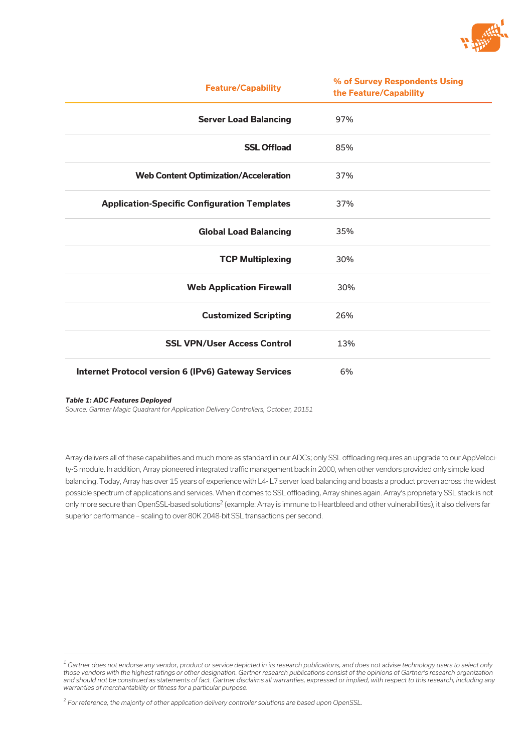| Feature/Capability | % of Survey Respondents Using the Feature/Capability |
|---|---|
| **Server Load Balancing** | 97% |
| **SSL Offload** | 85% |
| **Web Content Optimization/Acceleration** | 37% |
| **Application-Specific Configuration Templates** | 37% |
| **Global Load Balancing** | 35% |
| **TCP Multiplexing** | 30% |
| **Web Application Firewall** | 30% |
| **Customized Scripting** | 26% |
| **SSL VPN/User Access Control** | 13% |
| **Internet Protocol version 6 (IPv6) Gateway Services** | 6% |

***Table 1: ADC Features Deployed***

*Source: Gartner Magic Quadrant for Application Delivery Controllers, October, 2015*[1]

Array delivers all of these capabilities and much more as standard in our ADCs; only SSL offloading requires an upgrade to our AppVelocity-S module. In addition, Array pioneered integrated traffic management back in 2000, when other vendors provided only simple load balancing. Today, Array has over 15 years of experience with L4- L7 server load balancing and boasts a product proven across the widest possible spectrum of applications and services. When it comes to SSL offloading, Array shines again. Array's proprietary SSL stack is not only more secure than OpenSSL-based solutions[2] (example: Array is immune to Heartbleed and other vulnerabilities), it also delivers far superior performance – scaling to over 80K 2048-bit SSL transactions per second.

---

[1] *Gartner does not endorse any vendor, product or service depicted in its research publications, and does not advise technology users to select only those vendors with the highest ratings or other designation. Gartner research publications consist of the opinions of Gartner's research organization and should not be construed as statements of fact. Gartner disclaims all warranties, expressed or implied, with respect to this research, including any warranties of merchantability or fitness for a particular purpose.*

[2] *For reference, the majority of other application delivery controller solutions are based upon OpenSSL.*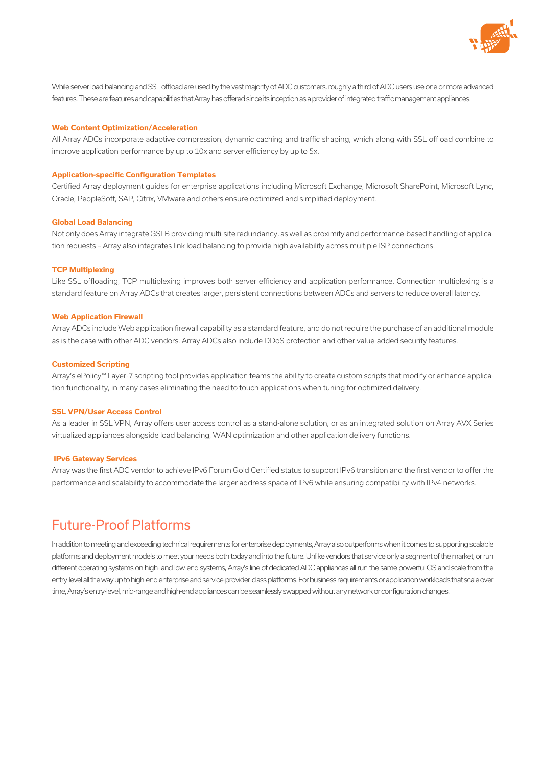While server load balancing and SSL offload are used by the vast majority of ADC customers, roughly a third of ADC users use one or more advanced features. These are features and capabilities that Array has offered since its inception as a provider of integrated traffic management appliances.

### Web Content Optimization/Acceleration

All Array ADCs incorporate adaptive compression, dynamic caching and traffic shaping, which along with SSL offload combine to improve application performance by up to 10x and server efficiency by up to 5x.

### Application-specific Configuration Templates

Certified Array deployment guides for enterprise applications including Microsoft Exchange, Microsoft SharePoint, Microsoft Lync, Oracle, PeopleSoft, SAP, Citrix, VMware and others ensure optimized and simplified deployment.

### Global Load Balancing

Not only does Array integrate GSLB providing multi-site redundancy, as well as proximity and performance-based handling of application requests – Array also integrates link load balancing to provide high availability across multiple ISP connections.

### TCP Multiplexing

Like SSL offloading, TCP multiplexing improves both server efficiency and application performance. Connection multiplexing is a standard feature on Array ADCs that creates larger, persistent connections between ADCs and servers to reduce overall latency.

### Web Application Firewall

Array ADCs include Web application firewall capability as a standard feature, and do not require the purchase of an additional module as is the case with other ADC vendors. Array ADCs also include DDoS protection and other value-added security features.

### Customized Scripting

Array's ePolicy™ Layer-7 scripting tool provides application teams the ability to create custom scripts that modify or enhance application functionality, in many cases eliminating the need to touch applications when tuning for optimized delivery.

### SSL VPN/User Access Control

As a leader in SSL VPN, Array offers user access control as a stand-alone solution, or as an integrated solution on Array AVX Series virtualized appliances alongside load balancing, WAN optimization and other application delivery functions.

### IPv6 Gateway Services

Array was the first ADC vendor to achieve IPv6 Forum Gold Certified status to support IPv6 transition and the first vendor to offer the performance and scalability to accommodate the larger address space of IPv6 while ensuring compatibility with IPv4 networks.

## Future-Proof Platforms

In addition to meeting and exceeding technical requirements for enterprise deployments, Array also outperforms when it comes to supporting scalable platforms and deployment models to meet your needs both today and into the future. Unlike vendors that service only a segment of the market, or run different operating systems on high- and low-end systems, Array's line of dedicated ADC appliances all run the same powerful OS and scale from the entry-level all the way up to high-end enterprise and service-provider-class platforms. For business requirements or application workloads that scale over time, Array's entry-level, mid-range and high-end appliances can be seamlessly swapped without any network or configuration changes.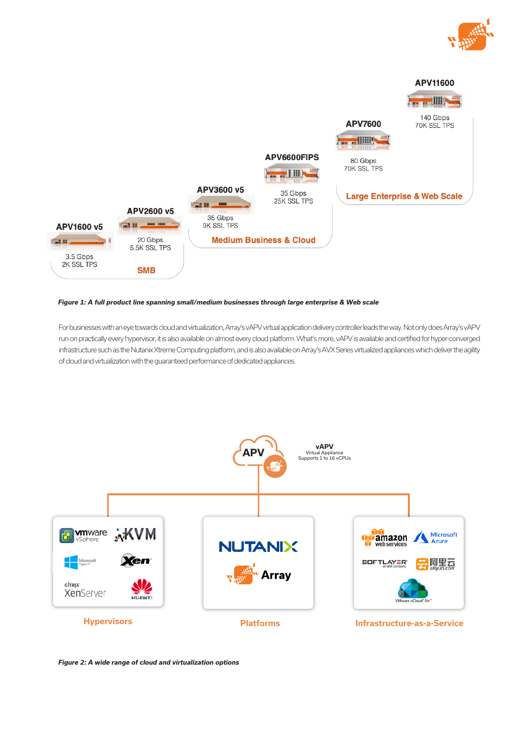APV1600 v5

3.5 Gbps
2K SSL TPS

APV2600 v5

20 Gbps
5.5K SSL TPS

SMB

APV3600 v5

35 Gbps
9K SSL TPS

APV6600FIPS

35 Gbps
25K SSL TPS

Medium Business & Cloud

APV7600

80 Gbps
70K SSL TPS

APV11600

140 Gbps
70K SSL TPS

Large Enterprise & Web Scale

***Figure 1: A full product line spanning small/medium businesses through large enterprise & Web scale***

For businesses with an eye towards cloud and virtualization, Array's vAPV virtual application delivery controller leads the way. Not only does Array's vAPV run on practically every hypervisor, it is also available on almost every cloud platform. What's more, vAPV is available and certified for hyper-converged infrastructure such as the Nutanix Xtreme Computing platform, and is also available on Array's AVX Series virtualized appliances which deliver the agility of cloud and virtualization with the guaranteed performance of dedicated appliances.

APV

vAPV
Virtual Appliance
Supports 1 to 16 vCPUs

Hypervisors: vmware vSphere, KVM, Microsoft Hyper-V, Xen, Citrix XenServer, Huawei

Platforms: Nutanix, Array

Infrastructure-as-a-Service: amazon web services, Microsoft Azure, SoftLayer an IBM Company, 阿里云 aliyun.com, VMware vCloud Air

***Figure 2: A wide range of cloud and virtualization options***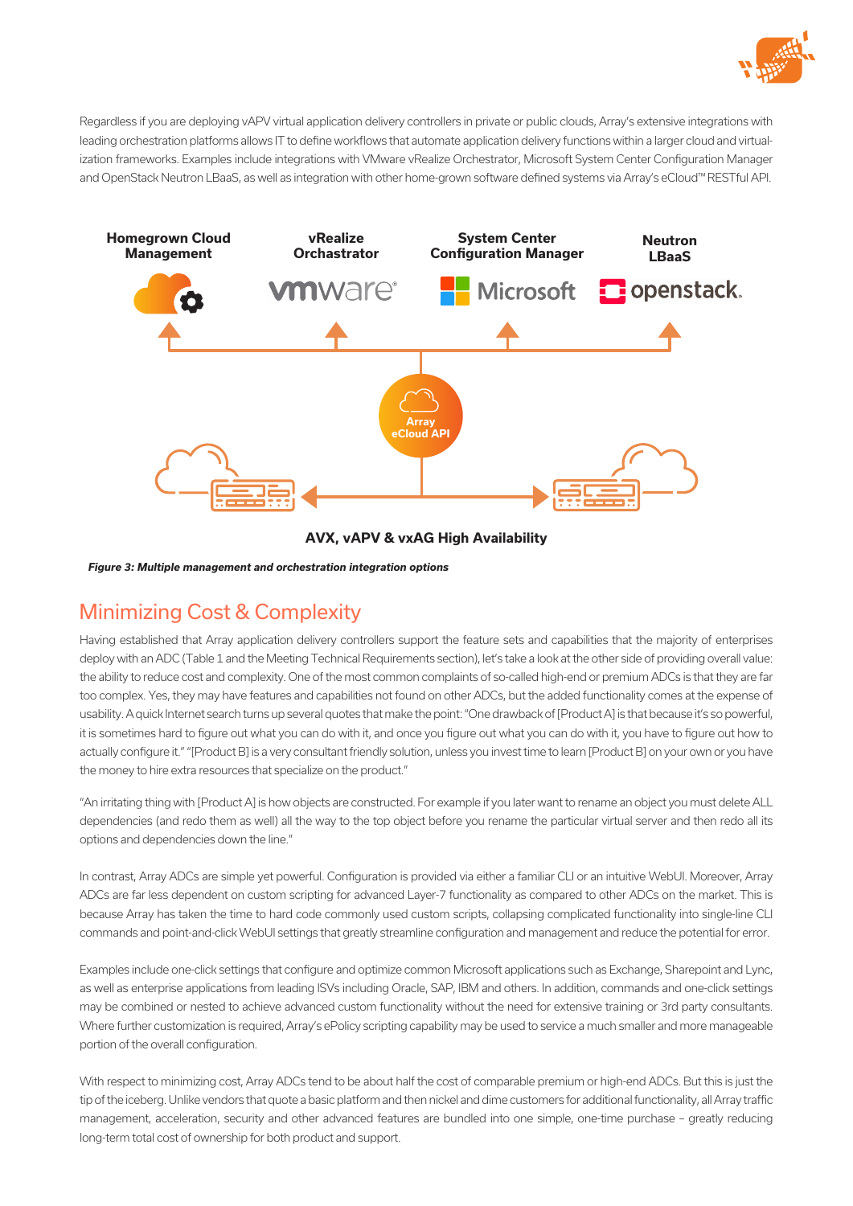Regardless if you are deploying vAPV virtual application delivery controllers in private or public clouds, Array's extensive integrations with leading orchestration platforms allows IT to define workflows that automate application delivery functions within a larger cloud and virtualization frameworks. Examples include integrations with VMware vRealize Orchestrator, Microsoft System Center Configuration Manager and OpenStack Neutron LBaaS, as well as integration with other home-grown software defined systems via Array's eCloud™ RESTful API.

Homegrown Cloud Management | vRealize Orchestrator | System Center Configuration Manager | Neutron LBaaS

Array eCloud API

AVX, vAPV & vxAG High Availability

*Figure 3: Multiple management and orchestration integration options*

## Minimizing Cost & Complexity

Having established that Array application delivery controllers support the feature sets and capabilities that the majority of enterprises deploy with an ADC (Table 1 and the Meeting Technical Requirements section), let's take a look at the other side of providing overall value: the ability to reduce cost and complexity. One of the most common complaints of so-called high-end or premium ADCs is that they are far too complex. Yes, they may have features and capabilities not found on other ADCs, but the added functionality comes at the expense of usability. A quick Internet search turns up several quotes that make the point: "One drawback of [Product A] is that because it's so powerful, it is sometimes hard to figure out what you can do with it, and once you figure out what you can do with it, you have to figure out how to actually configure it." "[Product B] is a very consultant friendly solution, unless you invest time to learn [Product B] on your own or you have the money to hire extra resources that specialize on the product."

"An irritating thing with [Product A] is how objects are constructed. For example if you later want to rename an object you must delete ALL dependencies (and redo them as well) all the way to the top object before you rename the particular virtual server and then redo all its options and dependencies down the line."

In contrast, Array ADCs are simple yet powerful. Configuration is provided via either a familiar CLI or an intuitive WebUI. Moreover, Array ADCs are far less dependent on custom scripting for advanced Layer-7 functionality as compared to other ADCs on the market. This is because Array has taken the time to hard code commonly used custom scripts, collapsing complicated functionality into single-line CLI commands and point-and-click WebUI settings that greatly streamline configuration and management and reduce the potential for error.

Examples include one-click settings that configure and optimize common Microsoft applications such as Exchange, Sharepoint and Lync, as well as enterprise applications from leading ISVs including Oracle, SAP, IBM and others. In addition, commands and one-click settings may be combined or nested to achieve advanced custom functionality without the need for extensive training or 3rd party consultants. Where further customization is required, Array's ePolicy scripting capability may be used to service a much smaller and more manageable portion of the overall configuration.

With respect to minimizing cost, Array ADCs tend to be about half the cost of comparable premium or high-end ADCs. But this is just the tip of the iceberg. Unlike vendors that quote a basic platform and then nickel and dime customers for additional functionality, all Array traffic management, acceleration, security and other advanced features are bundled into one simple, one-time purchase – greatly reducing long-term total cost of ownership for both product and support.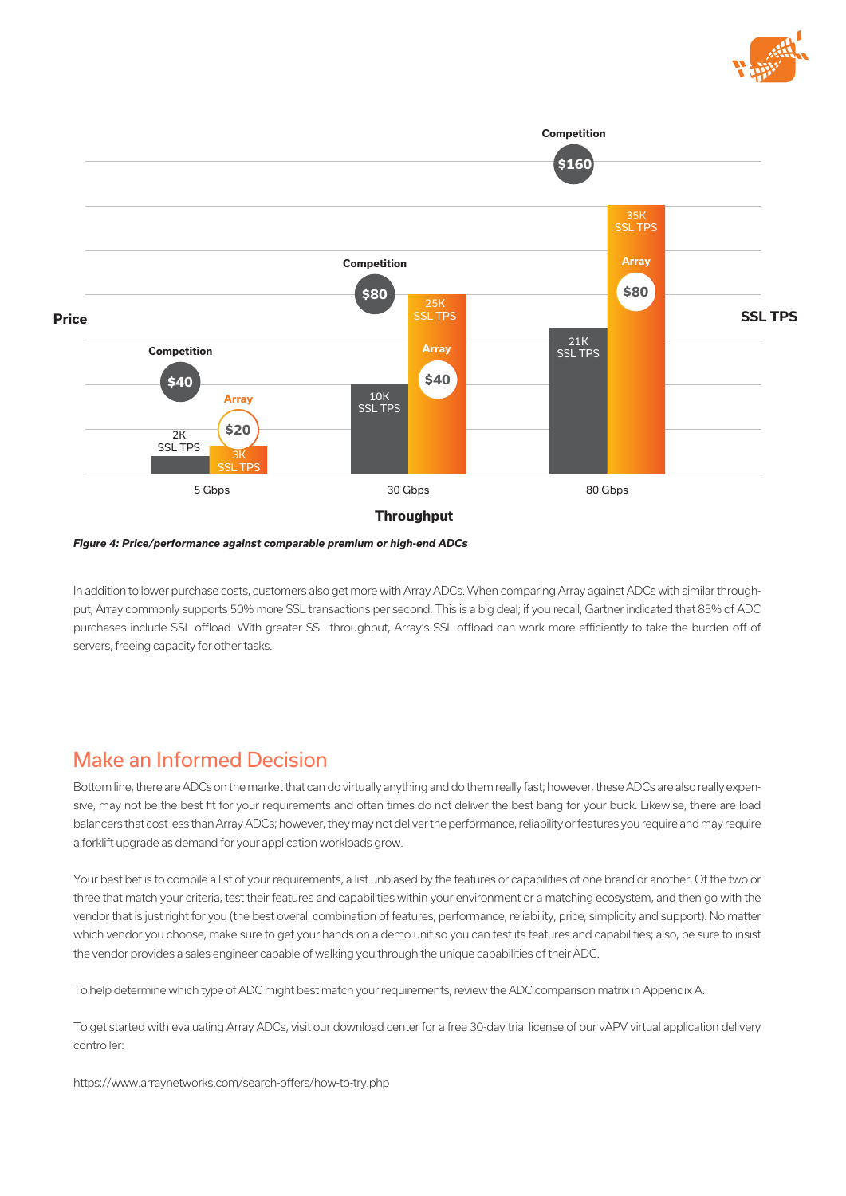| Throughput | Competition Price | Competition SSL TPS | Array Price | Array SSL TPS |
|---|---|---|---|---|
| 5 Gbps | $40 | 2K SSL TPS | $20 | 3K SSL TPS |
| 30 Gbps | $80 | 10K SSL TPS | $40 | 25K SSL TPS |
| 80 Gbps | $160 | 21K SSL TPS | $80 | 35K SSL TPS |

*Figure 4: Price/performance against comparable premium or high-end ADCs*

In addition to lower purchase costs, customers also get more with Array ADCs. When comparing Array against ADCs with similar throughput, Array commonly supports 50% more SSL transactions per second. This is a big deal; if you recall, Gartner indicated that 85% of ADC purchases include SSL offload. With greater SSL throughput, Array's SSL offload can work more efficiently to take the burden off of servers, freeing capacity for other tasks.

## Make an Informed Decision

Bottom line, there are ADCs on the market that can do virtually anything and do them really fast; however, these ADCs are also really expensive, may not be the best fit for your requirements and often times do not deliver the best bang for your buck. Likewise, there are load balancers that cost less than Array ADCs; however, they may not deliver the performance, reliability or features you require and may require a forklift upgrade as demand for your application workloads grow.

Your best bet is to compile a list of your requirements, a list unbiased by the features or capabilities of one brand or another. Of the two or three that match your criteria, test their features and capabilities within your environment or a matching ecosystem, and then go with the vendor that is just right for you (the best overall combination of features, performance, reliability, price, simplicity and support). No matter which vendor you choose, make sure to get your hands on a demo unit so you can test its features and capabilities; also, be sure to insist the vendor provides a sales engineer capable of walking you through the unique capabilities of their ADC.

To help determine which type of ADC might best match your requirements, review the ADC comparison matrix in Appendix A.

To get started with evaluating Array ADCs, visit our download center for a free 30-day trial license of our vAPV virtual application delivery controller:

https://www.arraynetworks.com/search-offers/how-to-try.php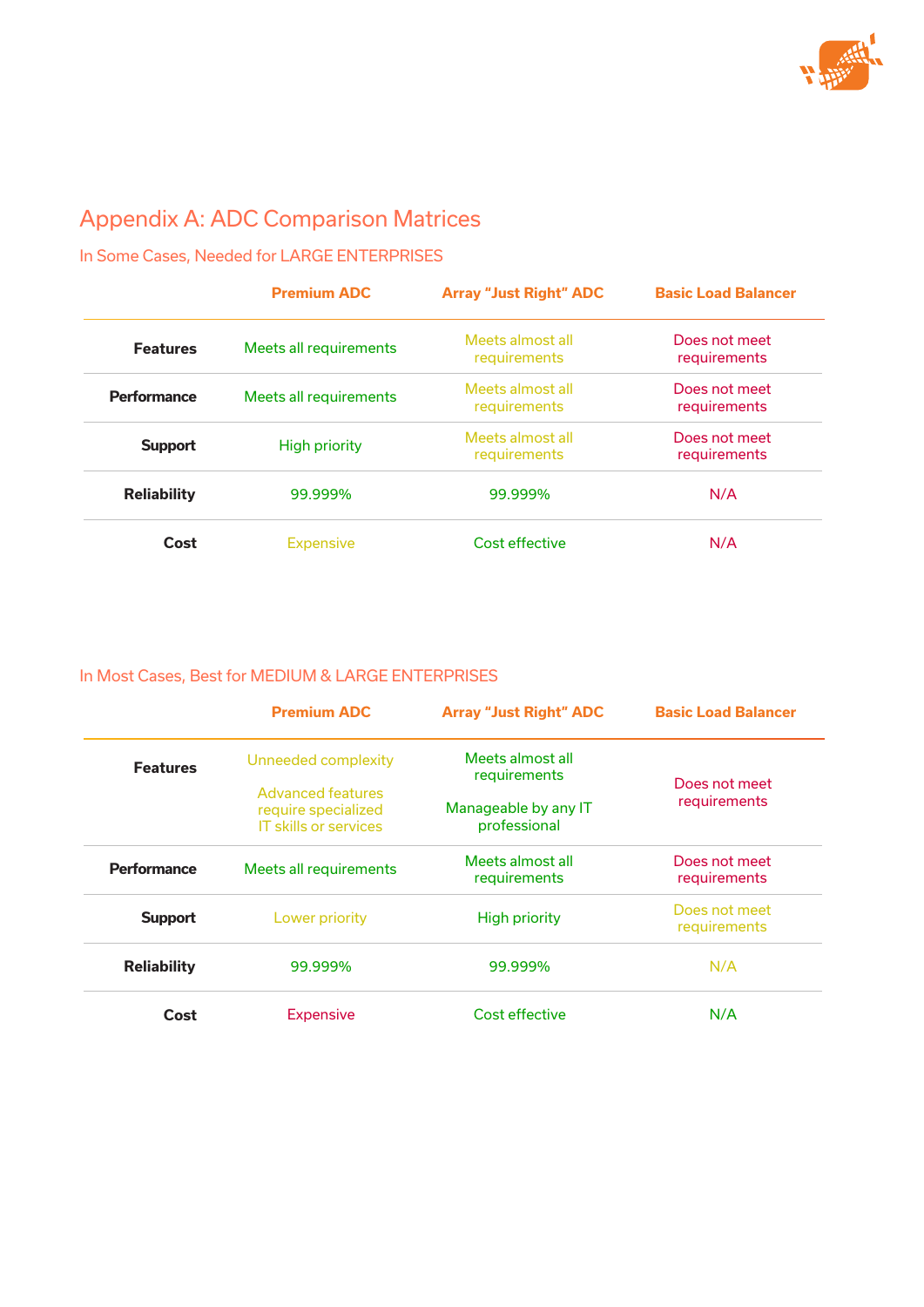# Appendix A: ADC Comparison Matrices

## In Some Cases, Needed for LARGE ENTERPRISES

| | Premium ADC | Array "Just Right" ADC | Basic Load Balancer |
|---|---|---|---|
| **Features** | Meets all requirements | Meets almost all requirements | Does not meet requirements |
| **Performance** | Meets all requirements | Meets almost all requirements | Does not meet requirements |
| **Support** | High priority | Meets almost all requirements | Does not meet requirements |
| **Reliability** | 99.999% | 99.999% | N/A |
| **Cost** | Expensive | Cost effective | N/A |

## In Most Cases, Best for MEDIUM & LARGE ENTERPRISES

| | Premium ADC | Array "Just Right" ADC | Basic Load Balancer |
|---|---|---|---|
| **Features** | Unneeded complexity<br><br>Advanced features require specialized IT skills or services | Meets almost all requirements<br><br>Manageable by any IT professional | Does not meet requirements |
| **Performance** | Meets all requirements | Meets almost all requirements | Does not meet requirements |
| **Support** | Lower priority | High priority | Does not meet requirements |
| **Reliability** | 99.999% | 99.999% | N/A |
| **Cost** | Expensive | Cost effective | N/A |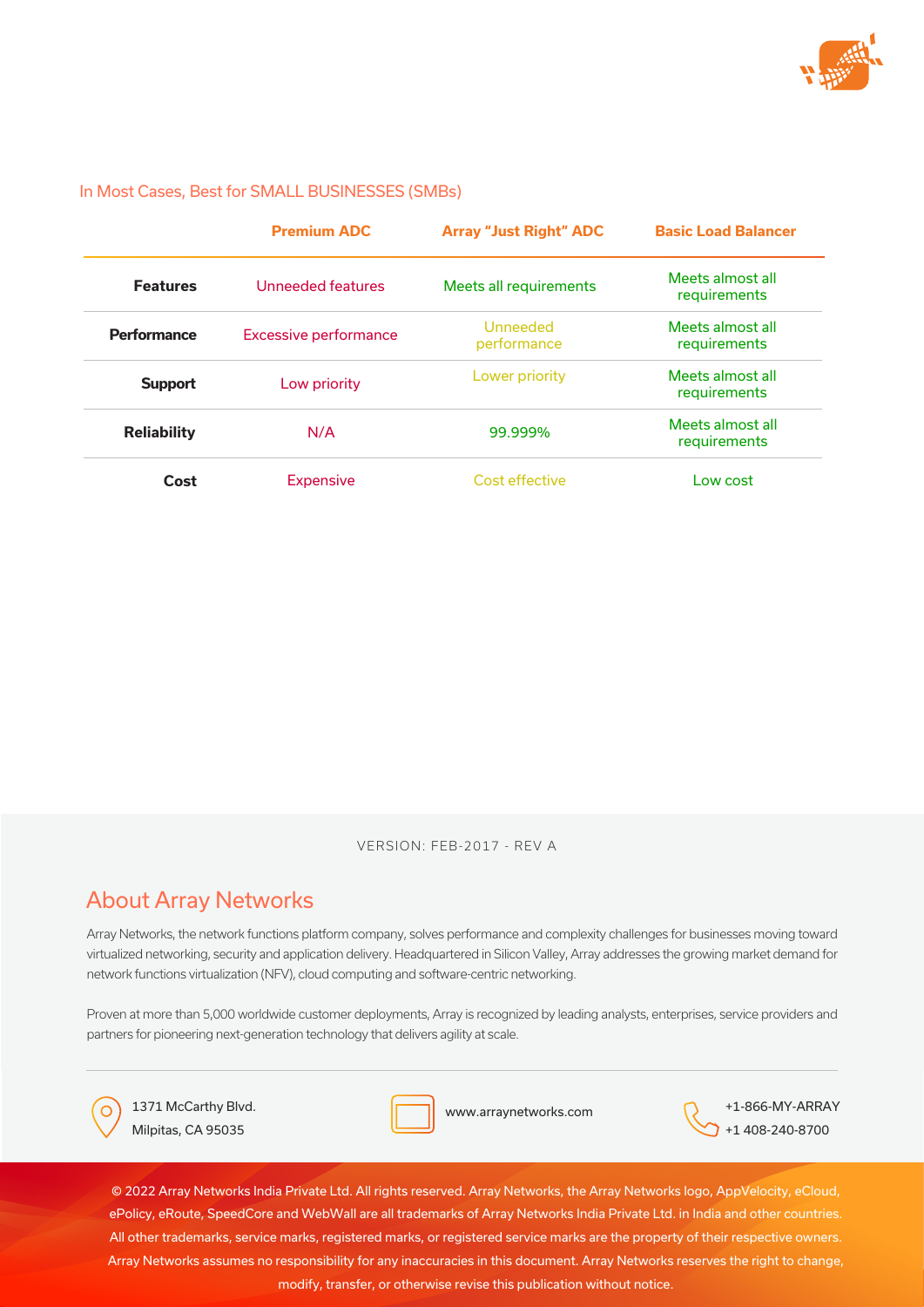In Most Cases, Best for SMALL BUSINESSES (SMBs)

| | Premium ADC | Array "Just Right" ADC | Basic Load Balancer |
|---|---|---|---|
| **Features** | Unneeded features | Meets all requirements | Meets almost all requirements |
| **Performance** | Excessive performance | Unneeded performance | Meets almost all requirements |
| **Support** | Low priority | Lower priority | Meets almost all requirements |
| **Reliability** | N/A | 99.999% | Meets almost all requirements |
| **Cost** | Expensive | Cost effective | Low cost |

VERSION: FEB-2017 - REV A

## About Array Networks

Array Networks, the network functions platform company, solves performance and complexity challenges for businesses moving toward virtualized networking, security and application delivery. Headquartered in Silicon Valley, Array addresses the growing market demand for network functions virtualization (NFV), cloud computing and software-centric networking.

Proven at more than 5,000 worldwide customer deployments, Array is recognized by leading analysts, enterprises, service providers and partners for pioneering next-generation technology that delivers agility at scale.

1371 McCarthy Blvd.
Milpitas, CA 95035

www.arraynetworks.com

+1-866-MY-ARRAY
+1 408-240-8700

© 2022 Array Networks India Private Ltd. All rights reserved. Array Networks, the Array Networks logo, AppVelocity, eCloud, ePolicy, eRoute, SpeedCore and WebWall are all trademarks of Array Networks India Private Ltd. in India and other countries. All other trademarks, service marks, registered marks, or registered service marks are the property of their respective owners. Array Networks assumes no responsibility for any inaccuracies in this document. Array Networks reserves the right to change, modify, transfer, or otherwise revise this publication without notice.